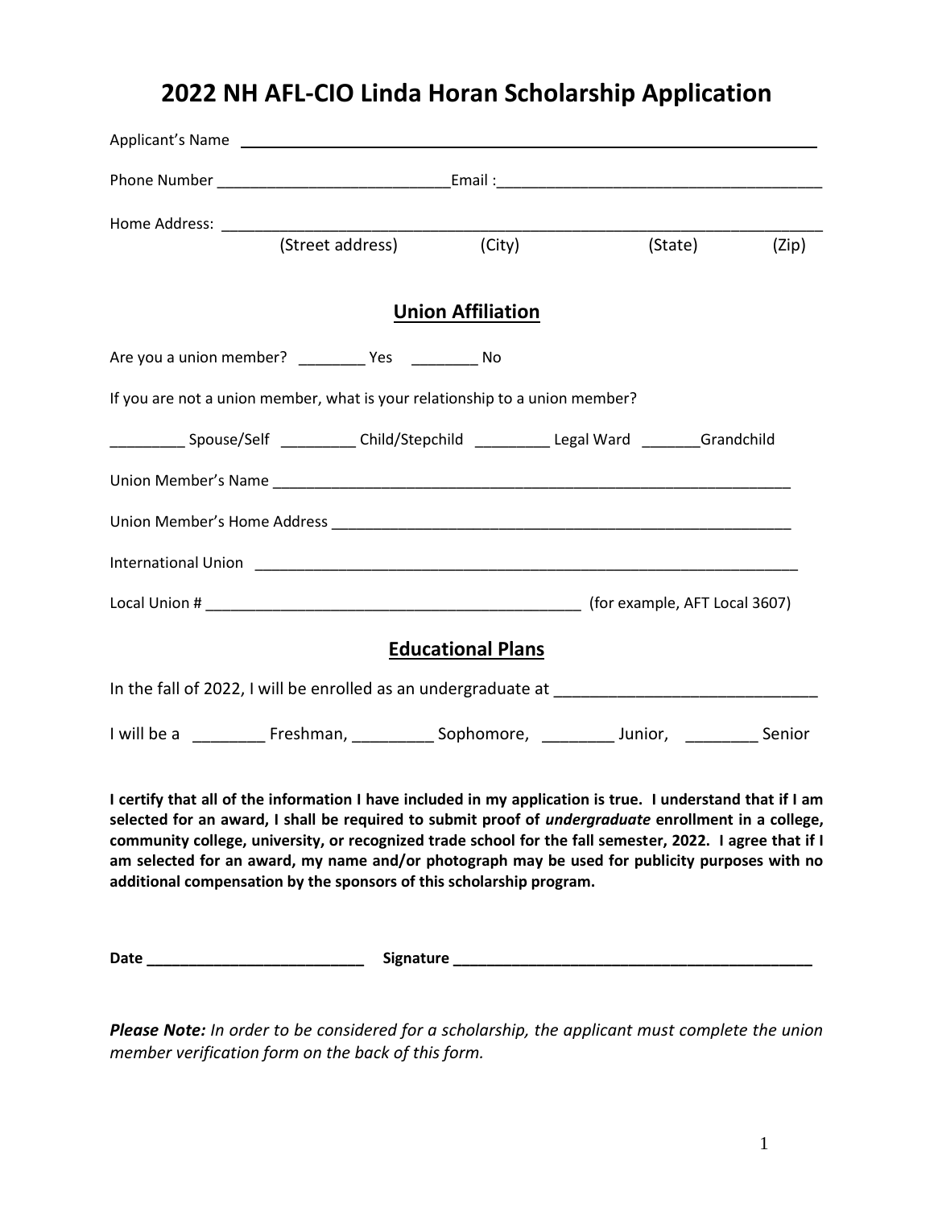# 2022 NH AFL-CIO Linda Horan Scholarship Application

Applicant's Name ______________________________________________________________

Phone Number ___________________________Email :______________________________________

Home Address: _________________________________________________________________________
(Street address) (City) (State) (Zip)

## Union Affiliation

Are you a union member? ________ Yes ________ No

If you are not a union member, what is your relationship to a union member?

_________ Spouse/Self _________ Child/Stepchild _________ Legal Ward _______Grandchild

Union Member's Name _______________________________________________________________

Union Member's Home Address ________________________________________________________

International Union _______________________________________________________________

Local Union # _____________________________________________ (for example, AFT Local 3607)

## Educational Plans

In the fall of 2022, I will be enrolled as an undergraduate at ____________________________

I will be a ________ Freshman, _________ Sophomore, ________ Junior, ________ Senior

**I certify that all of the information I have included in my application is true. I understand that if I am selected for an award, I shall be required to submit proof of *undergraduate* enrollment in a college, community college, university, or recognized trade school for the fall semester, 2022. I agree that if I am selected for an award, my name and/or photograph may be used for publicity purposes with no additional compensation by the sponsors of this scholarship program.**

**Date __________________________ Signature ____________________________________________**

***Please Note:*** *In order to be considered for a scholarship, the applicant must complete the union member verification form on the back of this form.*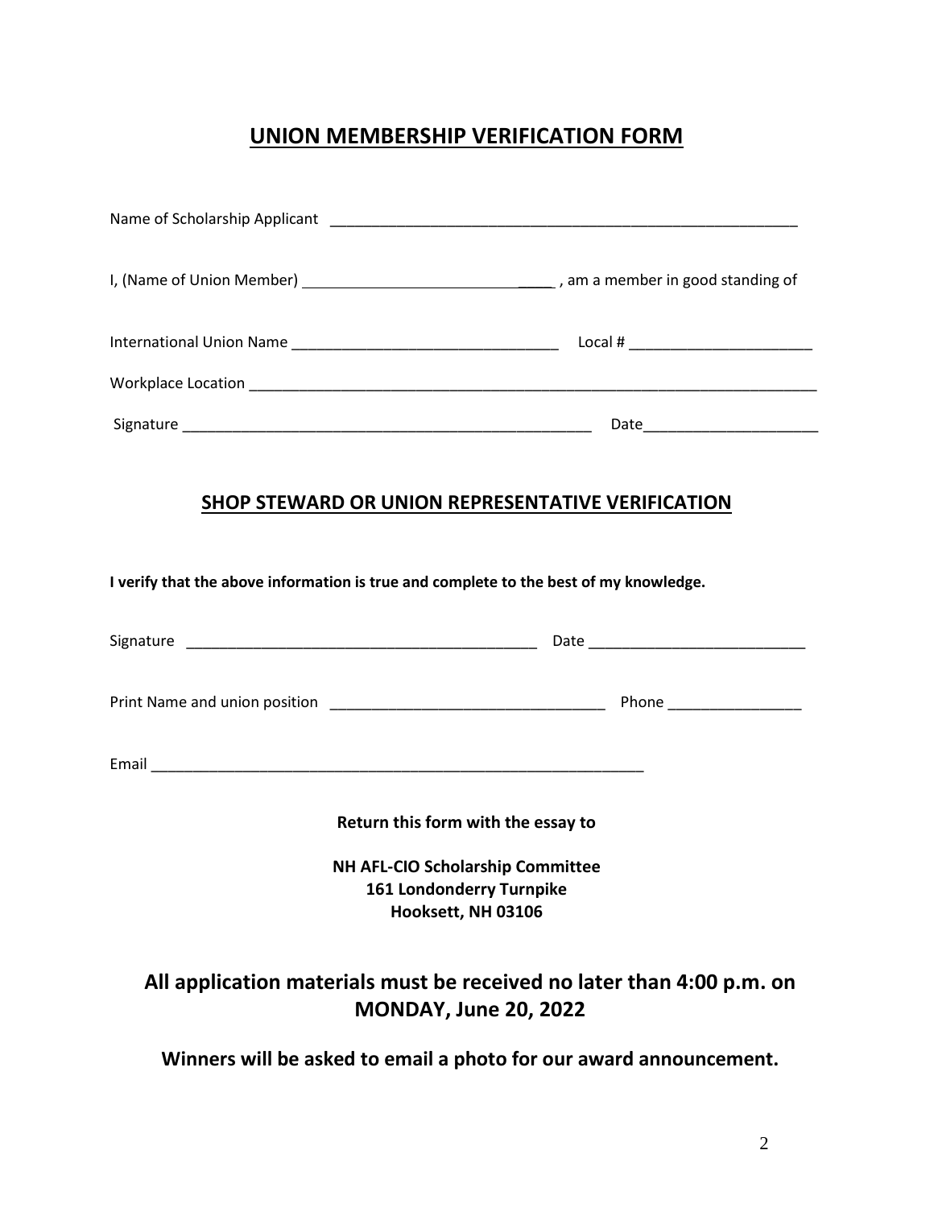## UNION MEMBERSHIP VERIFICATION FORM

Name of Scholarship Applicant ___________________________________________________________

I, (Name of Union Member) ________________________________ , am a member in good standing of

International Union Name ________________________________ Local # ______________________

Workplace Location ______________________________________________________________________

Signature ___________________________________________________ Date_____________________

## SHOP STEWARD OR UNION REPRESENTATIVE VERIFICATION

**I verify that the above information is true and complete to the best of my knowledge.**

Signature ___________________________________________ Date __________________________

Print Name and union position _________________________________ Phone ________________

Email ______________________________________________________________

**Return this form with the essay to**

**NH AFL-CIO Scholarship Committee**
**161 Londonderry Turnpike**
**Hooksett, NH 03106**

## All application materials must be received no later than 4:00 p.m. on MONDAY, June 20, 2022

**Winners will be asked to email a photo for our award announcement.**